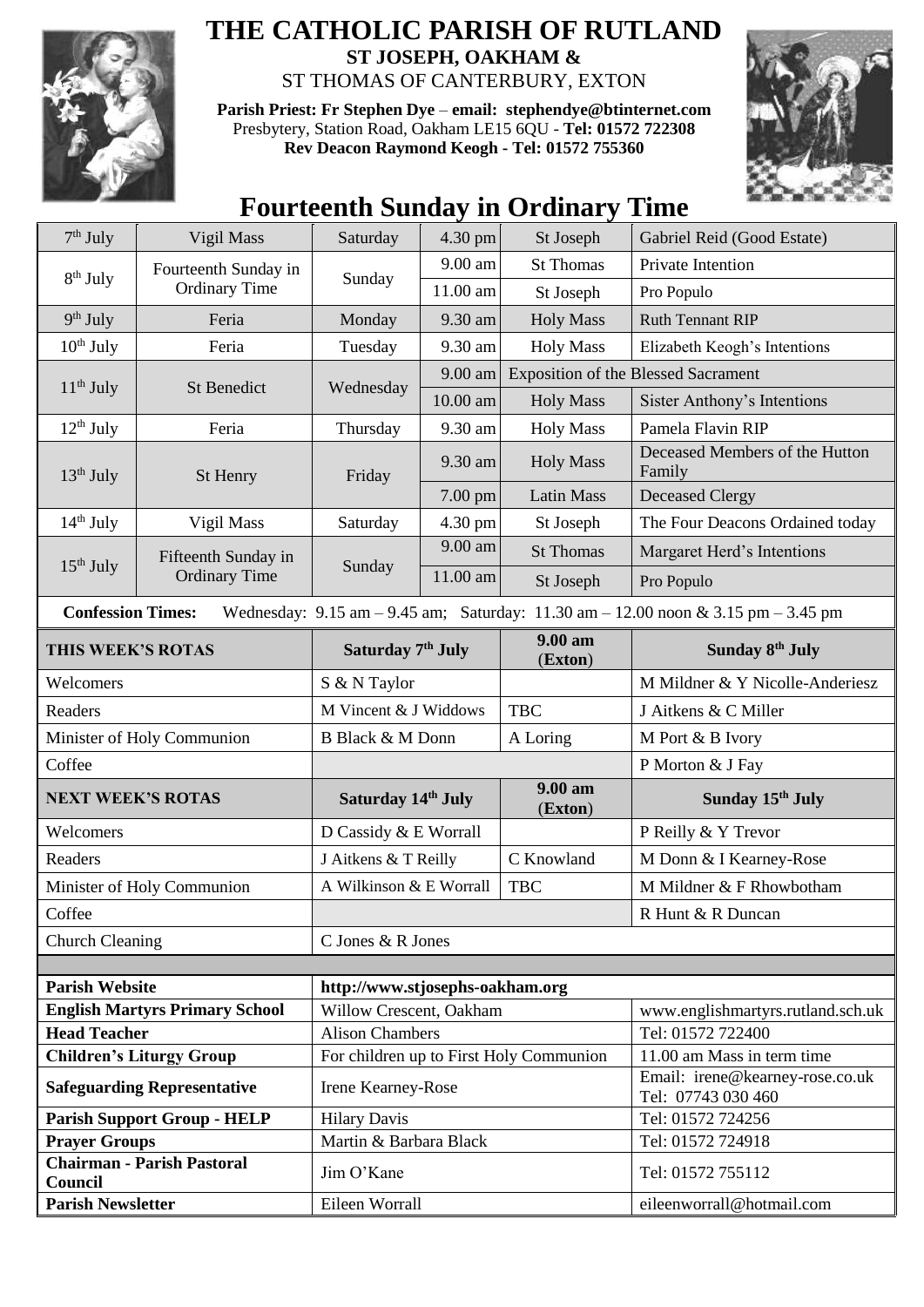# THE CATHOLIC PARISH OF RUTLAND

**ST JOSEPH, OAKHAM &**

ST THOMAS OF CANTERBURY, EXTON

**Parish Priest: Fr Stephen Dye** – **email: stephendye@btinternet.com**
Presbytery, Station Road, Oakham LE15 6QU - **Tel: 01572 722308**
**Rev Deacon Raymond Keogh - Tel: 01572 755360**

## Fourteenth Sunday in Ordinary Time

| Date | Day | Weekday | Time | Place | Intention |
|---|---|---|---|---|---|
| 7th July | Vigil Mass | Saturday | 4.30 pm | St Joseph | Gabriel Reid (Good Estate) |
| 8th July | Fourteenth Sunday in Ordinary Time | Sunday | 9.00 am | St Thomas | Private Intention |
| | | | 11.00 am | St Joseph | Pro Populo |
| 9th July | Feria | Monday | 9.30 am | Holy Mass | Ruth Tennant RIP |
| 10th July | Feria | Tuesday | 9.30 am | Holy Mass | Elizabeth Keogh's Intentions |
| 11th July | St Benedict | Wednesday | 9.00 am | Exposition of the Blessed Sacrament | |
| | | | 10.00 am | Holy Mass | Sister Anthony's Intentions |
| 12th July | Feria | Thursday | 9.30 am | Holy Mass | Pamela Flavin RIP |
| 13th July | St Henry | Friday | 9.30 am | Holy Mass | Deceased Members of the Hutton Family |
| | | | 7.00 pm | Latin Mass | Deceased Clergy |
| 14th July | Vigil Mass | Saturday | 4.30 pm | St Joseph | The Four Deacons Ordained today |
| 15th July | Fifteenth Sunday in Ordinary Time | Sunday | 9.00 am | St Thomas | Margaret Herd's Intentions |
| | | | 11.00 am | St Joseph | Pro Populo |

**Confession Times:** Wednesday: 9.15 am – 9.45 am; Saturday: 11.30 am – 12.00 noon & 3.15 pm – 3.45 pm

| **THIS WEEK'S ROTAS** | **Saturday 7th July** | **9.00 am (Exton)** | **Sunday 8th July** |
|---|---|---|---|
| Welcomers | S & N Taylor | | M Mildner & Y Nicolle-Anderiesz |
| Readers | M Vincent & J Widdows | TBC | J Aitkens & C Miller |
| Minister of Holy Communion | B Black & M Donn | A Loring | M Port & B Ivory |
| Coffee | | | P Morton & J Fay |
| **NEXT WEEK'S ROTAS** | **Saturday 14th July** | **9.00 am (Exton)** | **Sunday 15th July** |
| Welcomers | D Cassidy & E Worrall | | P Reilly & Y Trevor |
| Readers | J Aitkens & T Reilly | C Knowland | M Donn & I Kearney-Rose |
| Minister of Holy Communion | A Wilkinson & E Worrall | TBC | M Mildner & F Rhowbotham |
| Coffee | | | R Hunt & R Duncan |
| Church Cleaning | C Jones & R Jones | | |

| | | |
|---|---|---|
| **Parish Website** | **http://www.stjosephs-oakham.org** | |
| **English Martyrs Primary School** | Willow Crescent, Oakham | www.englishmartyrs.rutland.sch.uk |
| **Head Teacher** | Alison Chambers | Tel: 01572 722400 |
| **Children's Liturgy Group** | For children up to First Holy Communion | 11.00 am Mass in term time |
| **Safeguarding Representative** | Irene Kearney-Rose | Email: irene@kearney-rose.co.uk Tel: 07743 030 460 |
| **Parish Support Group - HELP** | Hilary Davis | Tel: 01572 724256 |
| **Prayer Groups** | Martin & Barbara Black | Tel: 01572 724918 |
| **Chairman - Parish Pastoral Council** | Jim O'Kane | Tel: 01572 755112 |
| **Parish Newsletter** | Eileen Worrall | eileenworrall@hotmail.com |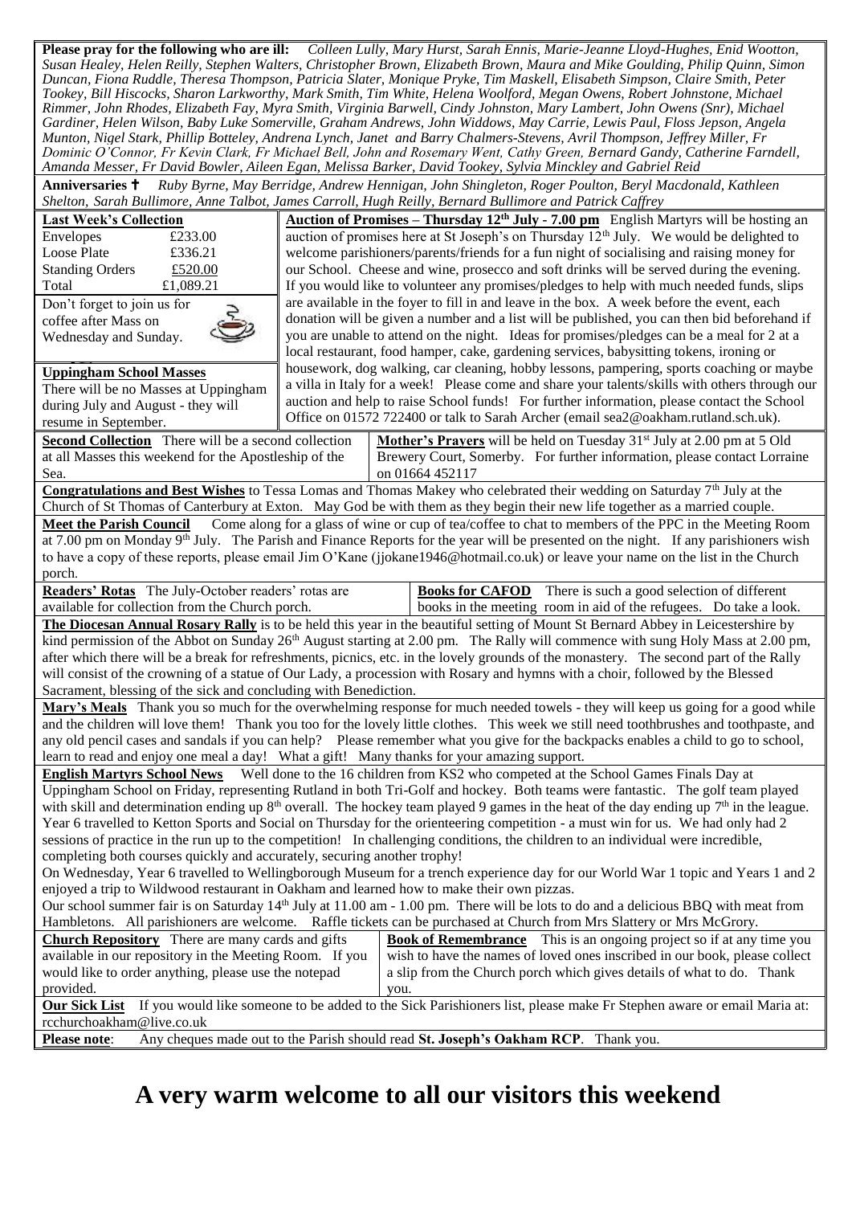**Please pray for the following who are ill:** *Colleen Lully, Mary Hurst, Sarah Ennis, Marie-Jeanne Lloyd-Hughes, Enid Wootton, Susan Healey, Helen Reilly, Stephen Walters, Christopher Brown, Elizabeth Brown, Maura and Mike Goulding, Philip Quinn, Simon Duncan, Fiona Ruddle, Theresa Thompson, Patricia Slater, Monique Pryke, Tim Maskell, Elisabeth Simpson, Claire Smith, Peter Tookey, Bill Hiscocks, Sharon Larkworthy, Mark Smith, Tim White, Helena Woolford, Megan Owens, Robert Johnstone, Michael Rimmer, John Rhodes, Elizabeth Fay, Myra Smith, Virginia Barwell, Cindy Johnston, Mary Lambert, John Owens (Snr), Michael Gardiner, Helen Wilson, Baby Luke Somerville, Graham Andrews, John Widdows, May Carrie, Lewis Paul, Floss Jepson, Angela Munton, Nigel Stark, Phillip Botteley, Andrena Lynch, Janet and Barry Chalmers-Stevens, Avril Thompson, Jeffrey Miller, Fr Dominic O'Connor, Fr Kevin Clark, Fr Michael Bell, John and Rosemary Went, Cathy Green, Bernard Gandy, Catherine Farndell, Amanda Messer, Fr David Bowler, Aileen Egan, Melissa Barker, David Tookey, Sylvia Minckley and Gabriel Reid*

**Anniversaries ✝** *Ruby Byrne, May Berridge, Andrew Hennigan, John Shingleton, Roger Poulton, Beryl Macdonald, Kathleen Shelton, Sarah Bullimore, Anne Talbot, James Carroll, Hugh Reilly, Bernard Bullimore and Patrick Caffrey*

**Last Week's Collection**

| | |
|---|---|
| Envelopes | £233.00 |
| Loose Plate | £336.21 |
| Standing Orders | £520.00 |
| Total | £1,089.21 |

Don't forget to join us for coffee after Mass on Wednesday and Sunday.

**Uppingham School Masses** There will be no Masses at Uppingham during July and August - they will resume in September.

**Auction of Promises – Thursday 12th July - 7.00 pm** English Martyrs will be hosting an auction of promises here at St Joseph's on Thursday 12th July. We would be delighted to welcome parishioners/parents/friends for a fun night of socialising and raising money for our School. Cheese and wine, prosecco and soft drinks will be served during the evening. If you would like to volunteer any promises/pledges to help with much needed funds, slips are available in the foyer to fill in and leave in the box. A week before the event, each donation will be given a number and a list will be published, you can then bid beforehand if you are unable to attend on the night. Ideas for promises/pledges can be a meal for 2 at a local restaurant, food hamper, cake, gardening services, babysitting tokens, ironing or housework, dog walking, car cleaning, hobby lessons, pampering, sports coaching or maybe a villa in Italy for a week! Please come and share your talents/skills with others through our auction and help to raise School funds! For further information, please contact the School Office on 01572 722400 or talk to Sarah Archer (email sea2@oakham.rutland.sch.uk).

**Second Collection** There will be a second collection at all Masses this weekend for the Apostleship of the Sea.

**Mother's Prayers** will be held on Tuesday 31st July at 2.00 pm at 5 Old Brewery Court, Somerby. For further information, please contact Lorraine on 01664 452117

**Congratulations and Best Wishes** to Tessa Lomas and Thomas Makey who celebrated their wedding on Saturday 7th July at the Church of St Thomas of Canterbury at Exton. May God be with them as they begin their new life together as a married couple.

**Meet the Parish Council** Come along for a glass of wine or cup of tea/coffee to chat to members of the PPC in the Meeting Room at 7.00 pm on Monday 9th July. The Parish and Finance Reports for the year will be presented on the night. If any parishioners wish to have a copy of these reports, please email Jim O'Kane (jjokane1946@hotmail.co.uk) or leave your name on the list in the Church porch.

**Readers' Rotas** The July-October readers' rotas are available for collection from the Church porch.

**Books for CAFOD** There is such a good selection of different books in the meeting room in aid of the refugees. Do take a look.

**The Diocesan Annual Rosary Rally** is to be held this year in the beautiful setting of Mount St Bernard Abbey in Leicestershire by kind permission of the Abbot on Sunday 26th August starting at 2.00 pm. The Rally will commence with sung Holy Mass at 2.00 pm, after which there will be a break for refreshments, picnics, etc. in the lovely grounds of the monastery. The second part of the Rally will consist of the crowning of a statue of Our Lady, a procession with Rosary and hymns with a choir, followed by the Blessed Sacrament, blessing of the sick and concluding with Benediction.

**Mary's Meals** Thank you so much for the overwhelming response for much needed towels - they will keep us going for a good while and the children will love them! Thank you too for the lovely little clothes. This week we still need toothbrushes and toothpaste, and any old pencil cases and sandals if you can help? Please remember what you give for the backpacks enables a child to go to school, learn to read and enjoy one meal a day! What a gift! Many thanks for your amazing support.

**English Martyrs School News** Well done to the 16 children from KS2 who competed at the School Games Finals Day at Uppingham School on Friday, representing Rutland in both Tri-Golf and hockey. Both teams were fantastic. The golf team played with skill and determination ending up 8th overall. The hockey team played 9 games in the heat of the day ending up 7th in the league. Year 6 travelled to Ketton Sports and Social on Thursday for the orienteering competition - a must win for us. We had only had 2 sessions of practice in the run up to the competition! In challenging conditions, the children to an individual were incredible, completing both courses quickly and accurately, securing another trophy!

On Wednesday, Year 6 travelled to Wellingborough Museum for a trench experience day for our World War 1 topic and Years 1 and 2 enjoyed a trip to Wildwood restaurant in Oakham and learned how to make their own pizzas.

Our school summer fair is on Saturday 14th July at 11.00 am - 1.00 pm. There will be lots to do and a delicious BBQ with meat from Hambletons. All parishioners are welcome. Raffle tickets can be purchased at Church from Mrs Slattery or Mrs McGrory.

**Church Repository** There are many cards and gifts available in our repository in the Meeting Room. If you would like to order anything, please use the notepad provided.

**Book of Remembrance** This is an ongoing project so if at any time you wish to have the names of loved ones inscribed in our book, please collect a slip from the Church porch which gives details of what to do. Thank you.

**Our Sick List** If you would like someone to be added to the Sick Parishioners list, please make Fr Stephen aware or email Maria at: rcchurchoakham@live.co.uk

**Please note**: Any cheques made out to the Parish should read **St. Joseph's Oakham RCP**. Thank you.

# A very warm welcome to all our visitors this weekend